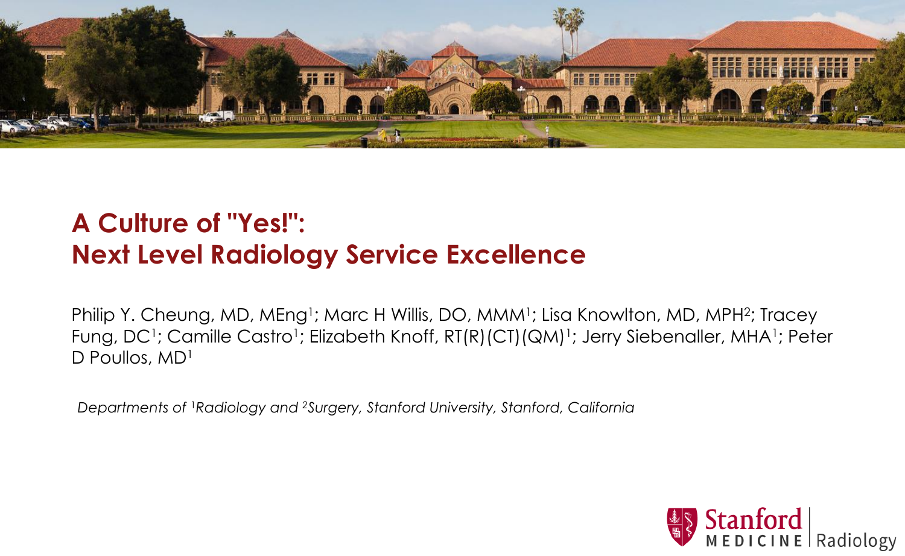# A Culture of "Yes!": Next Level Radiology Service Excellence

Philip Y. Cheung, MD, MEng[1]; Marc H Willis, DO, MMM[1]; Lisa Knowlton, MD, MPH[2]; Tracey Fung, DC[1]; Camille Castro[1]; Elizabeth Knoff, RT(R)(CT)(QM)[1]; Jerry Siebenaller, MHA[1]; Peter D Poullos, MD[1]

*Departments of [1]Radiology and [2]Surgery, Stanford University, Stanford, California*

Stanford MEDICINE | Radiology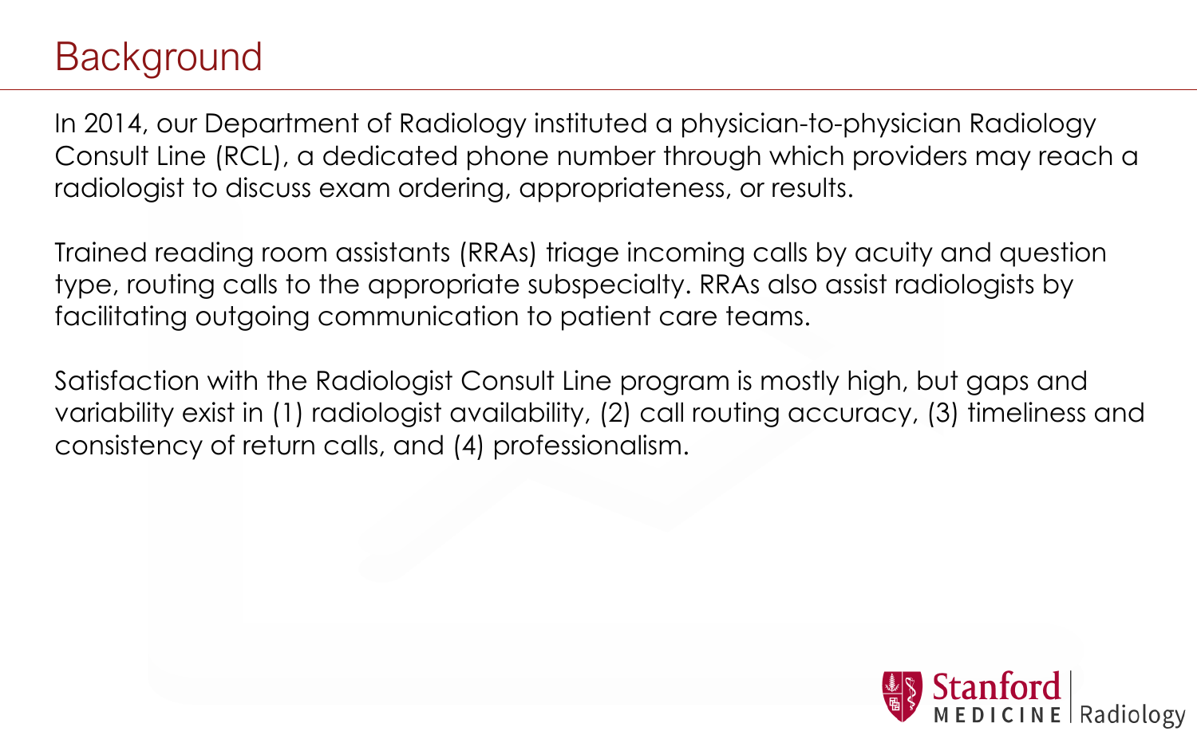# Background

In 2014, our Department of Radiology instituted a physician-to-physician Radiology Consult Line (RCL), a dedicated phone number through which providers may reach a radiologist to discuss exam ordering, appropriateness, or results.

Trained reading room assistants (RRAs) triage incoming calls by acuity and question type, routing calls to the appropriate subspecialty. RRAs also assist radiologists by facilitating outgoing communication to patient care teams.

Satisfaction with the Radiologist Consult Line program is mostly high, but gaps and variability exist in (1) radiologist availability, (2) call routing accuracy, (3) timeliness and consistency of return calls, and (4) professionalism.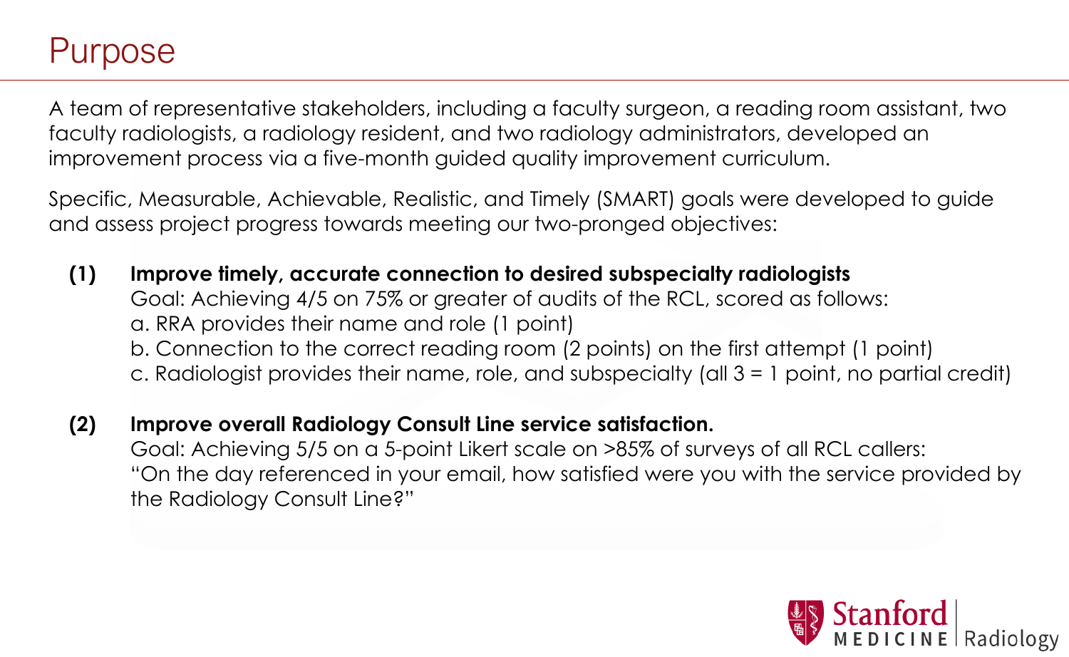# Purpose

A team of representative stakeholders, including a faculty surgeon, a reading room assistant, two faculty radiologists, a radiology resident, and two radiology administrators, developed an improvement process via a five-month guided quality improvement curriculum.

Specific, Measurable, Achievable, Realistic, and Timely (SMART) goals were developed to guide and assess project progress towards meeting our two-pronged objectives:

**(1) Improve timely, accurate connection to desired subspecialty radiologists**
Goal: Achieving 4/5 on 75% or greater of audits of the RCL, scored as follows:
a. RRA provides their name and role (1 point)
b. Connection to the correct reading room (2 points) on the first attempt (1 point)
c. Radiologist provides their name, role, and subspecialty (all 3 = 1 point, no partial credit)

**(2) Improve overall Radiology Consult Line service satisfaction.**
Goal: Achieving 5/5 on a 5-point Likert scale on >85% of surveys of all RCL callers:
"On the day referenced in your email, how satisfied were you with the service provided by the Radiology Consult Line?"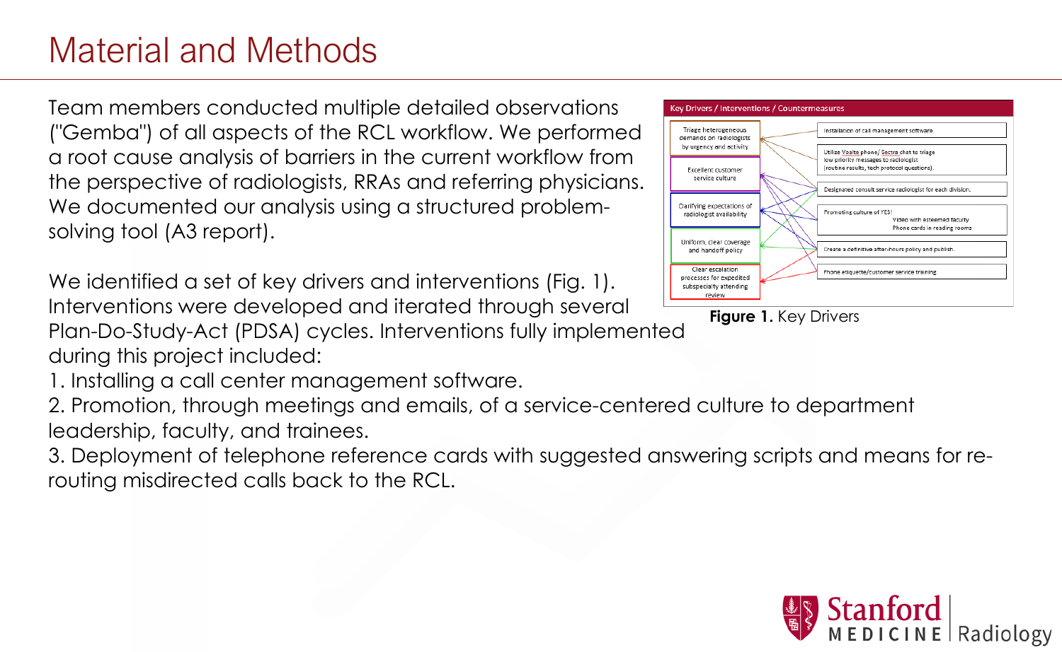# Material and Methods

Team members conducted multiple detailed observations ("Gemba") of all aspects of the RCL workflow. We performed a root cause analysis of barriers in the current workflow from the perspective of radiologists, RRAs and referring physicians. We documented our analysis using a structured problem-solving tool (A3 report).

We identified a set of key drivers and interventions (Fig. 1). Interventions were developed and iterated through several Plan-Do-Study-Act (PDSA) cycles. Interventions fully implemented during this project included:

1. Installing a call center management software.
2. Promotion, through meetings and emails, of a service-centered culture to department leadership, faculty, and trainees.
3. Deployment of telephone reference cards with suggested answering scripts and means for re-routing misdirected calls back to the RCL.

**Key Drivers / Interventions / Countermeasures**

Key drivers:
- Triage heterogeneous demands on radiologists by urgency and activity
- Excellent customer service culture
- Clarifying expectations of radiologist availability
- Uniform, clear coverage and handoff policy
- Clear escalation processes for expedited subspecialty attending review

Interventions / Countermeasures:
- Installation of call management software.
- Utilize Vocera phone/ Sectra chat to triage low priority messages to radiologist (routine results, tech protocol questions).
- Designated consult service radiologist for each division.
- Promoting culture of YES! Video with esteemed faculty. Phone cards in reading rooms
- Create a definitive after-hours policy and publish.
- Phone etiquette/customer service training.

**Figure 1.** Key Drivers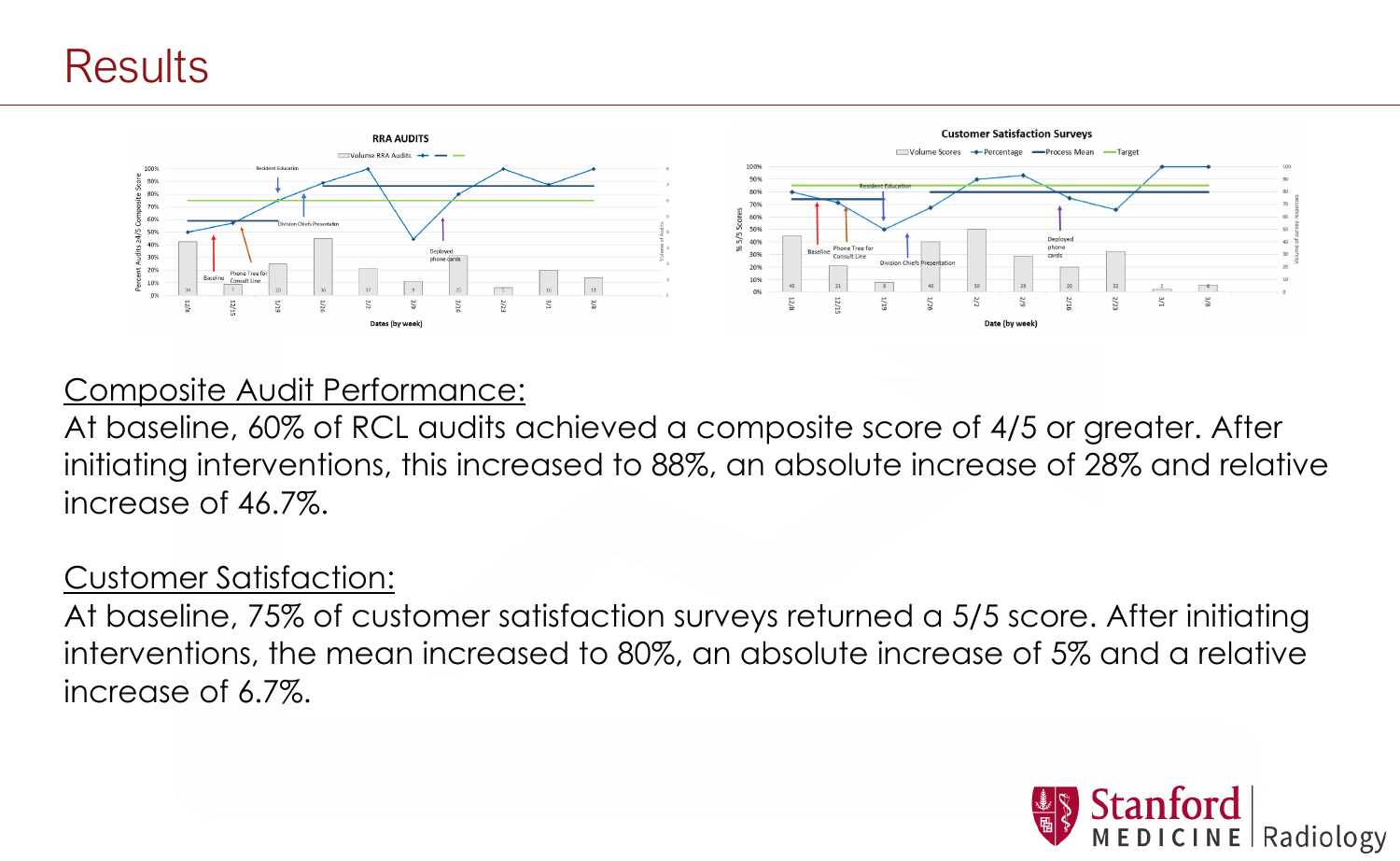# Results

Composite Audit Performance:

At baseline, 60% of RCL audits achieved a composite score of 4/5 or greater. After initiating interventions, this increased to 88%, an absolute increase of 28% and relative increase of 46.7%.

Customer Satisfaction:

At baseline, 75% of customer satisfaction surveys returned a 5/5 score. After initiating interventions, the mean increased to 80%, an absolute increase of 5% and a relative increase of 6.7%.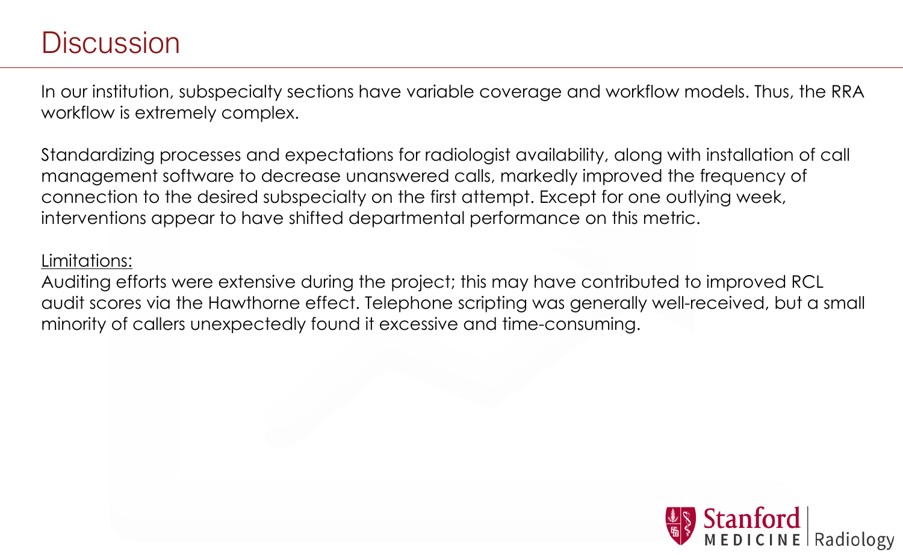# Discussion

In our institution, subspecialty sections have variable coverage and workflow models. Thus, the RRA workflow is extremely complex.

Standardizing processes and expectations for radiologist availability, along with installation of call management software to decrease unanswered calls, markedly improved the frequency of connection to the desired subspecialty on the first attempt. Except for one outlying week, interventions appear to have shifted departmental performance on this metric.

<u>Limitations:</u>

Auditing efforts were extensive during the project; this may have contributed to improved RCL audit scores via the Hawthorne effect. Telephone scripting was generally well-received, but a small minority of callers unexpectedly found it excessive and time-consuming.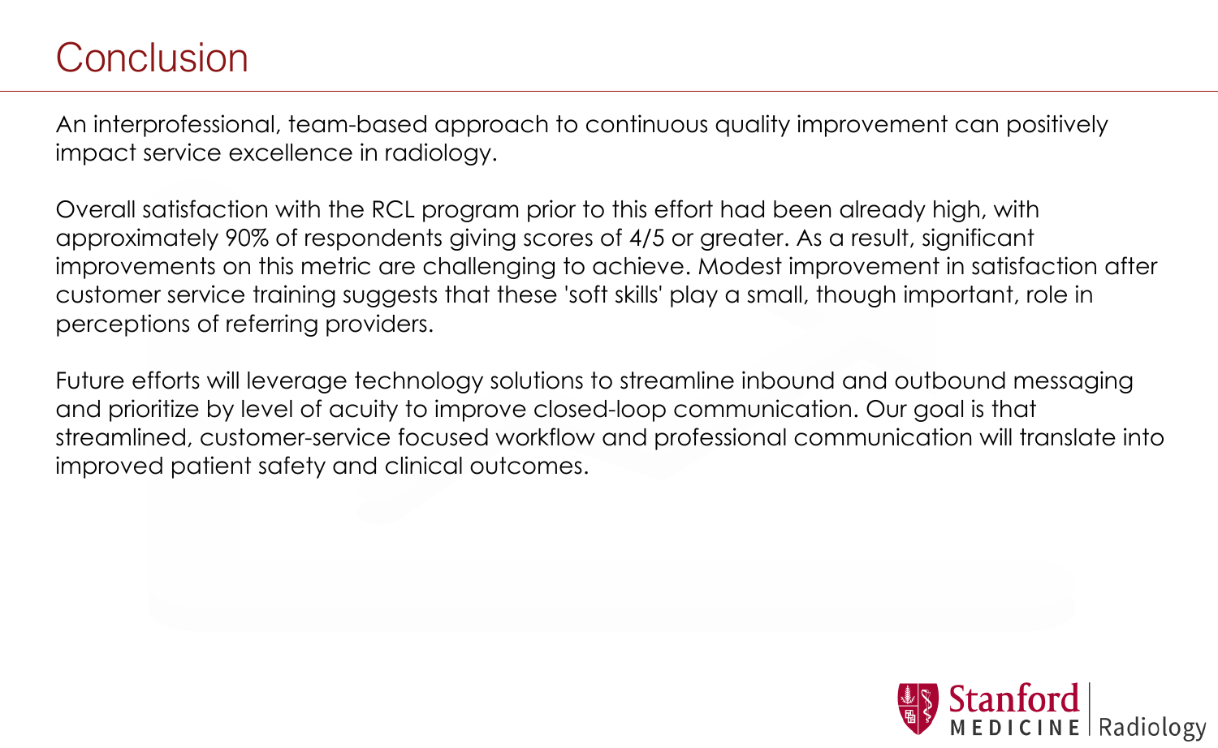# Conclusion

An interprofessional, team-based approach to continuous quality improvement can positively impact service excellence in radiology.

Overall satisfaction with the RCL program prior to this effort had been already high, with approximately 90% of respondents giving scores of 4/5 or greater. As a result, significant improvements on this metric are challenging to achieve. Modest improvement in satisfaction after customer service training suggests that these 'soft skills' play a small, though important, role in perceptions of referring providers.

Future efforts will leverage technology solutions to streamline inbound and outbound messaging and prioritize by level of acuity to improve closed-loop communication. Our goal is that streamlined, customer-service focused workflow and professional communication will translate into improved patient safety and clinical outcomes.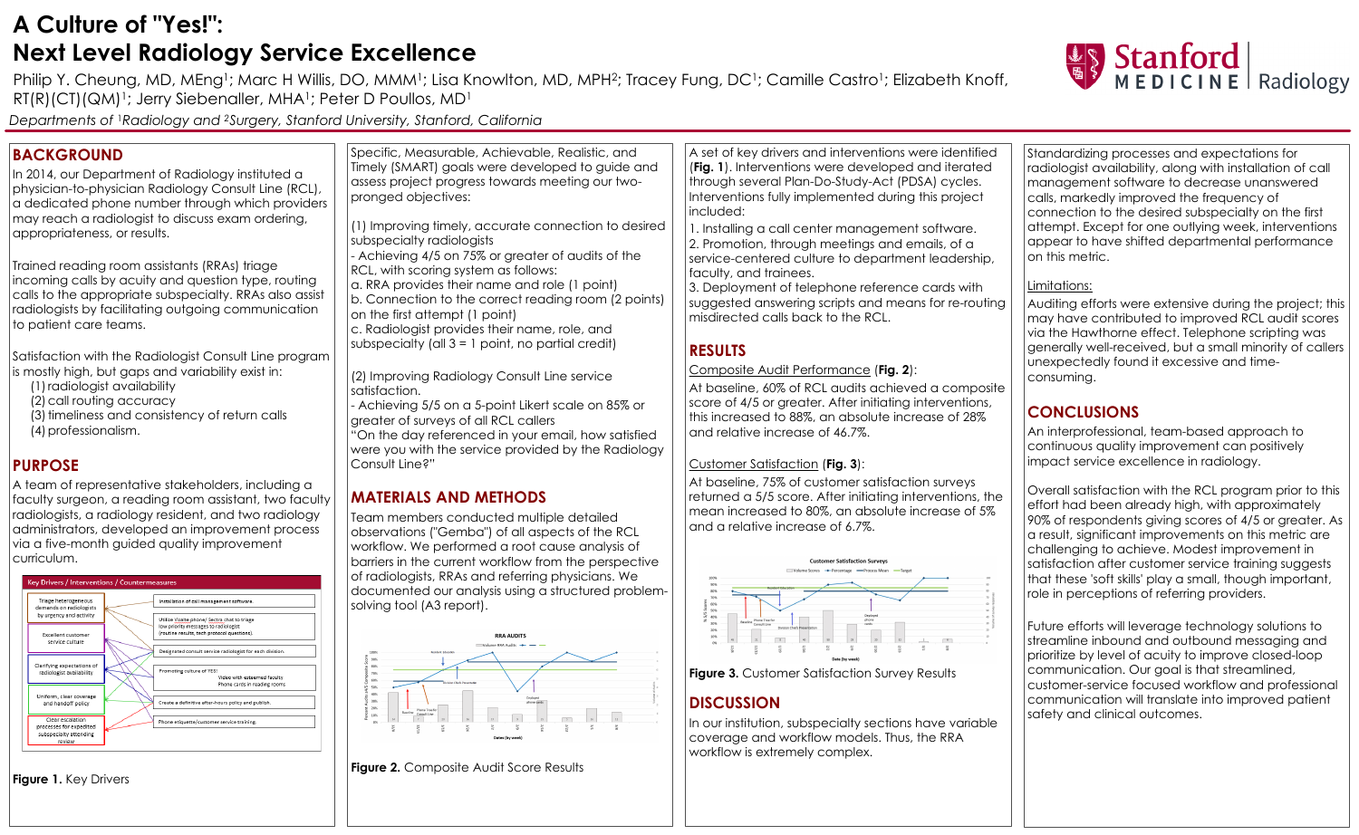# A Culture of "Yes!": Next Level Radiology Service Excellence

Philip Y. Cheung, MD, MEng[1]; Marc H Willis, DO, MMM[1]; Lisa Knowlton, MD, MPH[2]; Tracey Fung, DC[1]; Camille Castro[1]; Elizabeth Knoff, RT(R)(CT)(QM)[1]; Jerry Siebenaller, MHA[1]; Peter D Poullos, MD[1]

*Departments of [1]Radiology and [2]Surgery, Stanford University, Stanford, California*

Stanford MEDICINE | Radiology

## BACKGROUND

In 2014, our Department of Radiology instituted a physician-to-physician Radiology Consult Line (RCL), a dedicated phone number through which providers may reach a radiologist to discuss exam ordering, appropriateness, or results.

Trained reading room assistants (RRAs) triage incoming calls by acuity and question type, routing calls to the appropriate subspecialty. RRAs also assist radiologists by facilitating outgoing communication to patient care teams.

Satisfaction with the Radiologist Consult Line program is mostly high, but gaps and variability exist in:

(1) radiologist availability
(2) call routing accuracy
(3) timeliness and consistency of return calls
(4) professionalism.

## PURPOSE

A team of representative stakeholders, including a faculty surgeon, a reading room assistant, two faculty radiologists, a radiology resident, and two radiology administrators, developed an improvement process via a five-month guided quality improvement curriculum.

Key Drivers / Interventions / Countermeasures

Triage heterogeneous demands on radiologists by urgency and activity

Excellent customer service culture

Clarifying expectations of radiologist availability

Uniform, clear coverage and handoff policy

Clear escalation processes for expedited subspecialty attending review

Installation of call management software.

Utilize Vocera phone/ Secure chat to triage low priority messages to radiologist (routine results, tech protocol questions).

Designated consult service radiologist for each division.

Promoting culture of YES! Video with esteemed faculty. Phone cards in reading rooms

Create a definitive after-hours policy and publish.

Phone etiquette/customer service training.

**Figure 1.** Key Drivers

Specific, Measurable, Achievable, Realistic, and Timely (SMART) goals were developed to guide and assess project progress towards meeting our two-pronged objectives:

(1) Improving timely, accurate connection to desired subspecialty radiologists
- Achieving 4/5 on 75% or greater of audits of the RCL, with scoring system as follows:
a. RRA provides their name and role (1 point)
b. Connection to the correct reading room (2 points) on the first attempt (1 point)
c. Radiologist provides their name, role, and subspecialty (all 3 = 1 point, no partial credit)

(2) Improving Radiology Consult Line service satisfaction.
- Achieving 5/5 on a 5-point Likert scale on 85% or greater of surveys of all RCL callers
"On the day referenced in your email, how satisfied were you with the service provided by the Radiology Consult Line?"

## MATERIALS AND METHODS

Team members conducted multiple detailed observations ("Gemba") of all aspects of the RCL workflow. We performed a root cause analysis of barriers in the current workflow from the perspective of radiologists, RRAs and referring physicians. We documented our analysis using a structured problem-solving tool (A3 report).

RRA AUDITS

Dates (by week)

**Figure 2.** Composite Audit Score Results

A set of key drivers and interventions were identified (**Fig. 1**). Interventions were developed and iterated through several Plan-Do-Study-Act (PDSA) cycles. Interventions fully implemented during this project included:

1. Installing a call center management software.
2. Promotion, through meetings and emails, of a service-centered culture to department leadership, faculty, and trainees.
3. Deployment of telephone reference cards with suggested answering scripts and means for re-routing misdirected calls back to the RCL.

## RESULTS

Composite Audit Performance (**Fig. 2**):

At baseline, 60% of RCL audits achieved a composite score of 4/5 or greater. After initiating interventions, this increased to 88%, an absolute increase of 28% and relative increase of 46.7%.

Customer Satisfaction (**Fig. 3**):

At baseline, 75% of customer satisfaction surveys returned a 5/5 score. After initiating interventions, the mean increased to 80%, an absolute increase of 5% and a relative increase of 6.7%.

Customer Satisfaction Surveys

Volume Scores — Percentage — Process Mean — Target

Date (by week)

**Figure 3.** Customer Satisfaction Survey Results

## DISCUSSION

In our institution, subspecialty sections have variable coverage and workflow models. Thus, the RRA workflow is extremely complex.

Standardizing processes and expectations for radiologist availability, along with installation of call management software to decrease unanswered calls, markedly improved the frequency of connection to the desired subspecialty on the first attempt. Except for one outlying week, interventions appear to have shifted departmental performance on this metric.

Limitations:

Auditing efforts were extensive during the project; this may have contributed to improved RCL audit scores via the Hawthorne effect. Telephone scripting was generally well-received, but a small minority of callers unexpectedly found it excessive and time-consuming.

## CONCLUSIONS

An interprofessional, team-based approach to continuous quality improvement can positively impact service excellence in radiology.

Overall satisfaction with the RCL program prior to this effort had been already high, with approximately 90% of respondents giving scores of 4/5 or greater. As a result, significant improvements on this metric are challenging to achieve. Modest improvement in satisfaction after customer service training suggests that these 'soft skills' play a small, though important, role in perceptions of referring providers.

Future efforts will leverage technology solutions to streamline inbound and outbound messaging and prioritize by level of acuity to improve closed-loop communication. Our goal is that streamlined, customer-service focused workflow and professional communication will translate into improved patient safety and clinical outcomes.